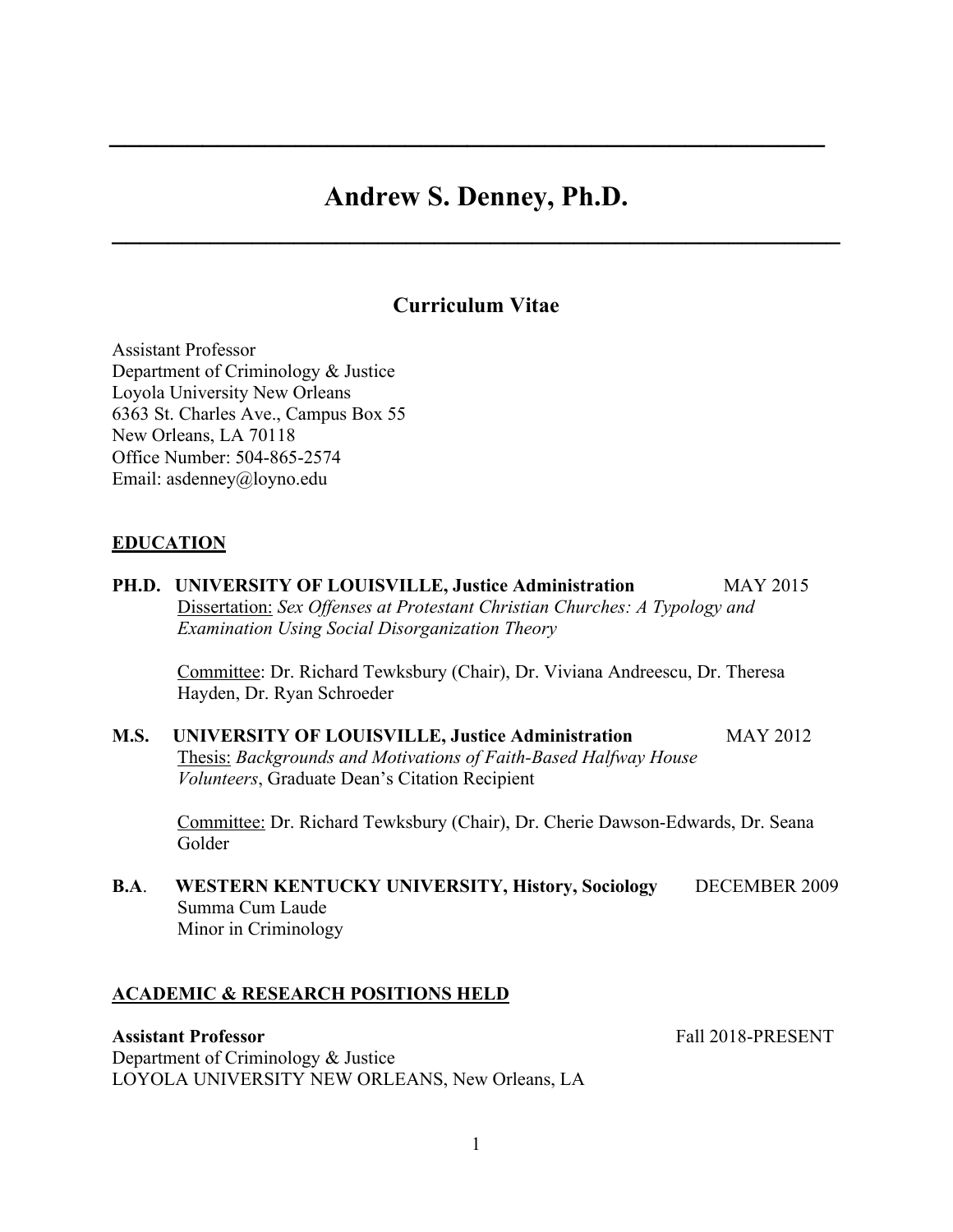# Andrew S. Denney, Ph.D.

## Curriculum Vitae

Assistant Professor
Department of Criminology & Justice
Loyola University New Orleans
6363 St. Charles Ave., Campus Box 55
New Orleans, LA 70118
Office Number: 504-865-2574
Email: asdenney@loyno.edu

### EDUCATION

**PH.D. UNIVERSITY OF LOUISVILLE, Justice Administration** MAY 2015
Dissertation: *Sex Offenses at Protestant Christian Churches: A Typology and Examination Using Social Disorganization Theory*

Committee: Dr. Richard Tewksbury (Chair), Dr. Viviana Andreescu, Dr. Theresa Hayden, Dr. Ryan Schroeder

**M.S. UNIVERSITY OF LOUISVILLE, Justice Administration** MAY 2012
Thesis: *Backgrounds and Motivations of Faith-Based Halfway House Volunteers*, Graduate Dean's Citation Recipient

Committee: Dr. Richard Tewksbury (Chair), Dr. Cherie Dawson-Edwards, Dr. Seana Golder

**B.A. WESTERN KENTUCKY UNIVERSITY, History, Sociology** DECEMBER 2009
Summa Cum Laude
Minor in Criminology

### ACADEMIC & RESEARCH POSITIONS HELD

**Assistant Professor** Fall 2018-PRESENT
Department of Criminology & Justice
LOYOLA UNIVERSITY NEW ORLEANS, New Orleans, LA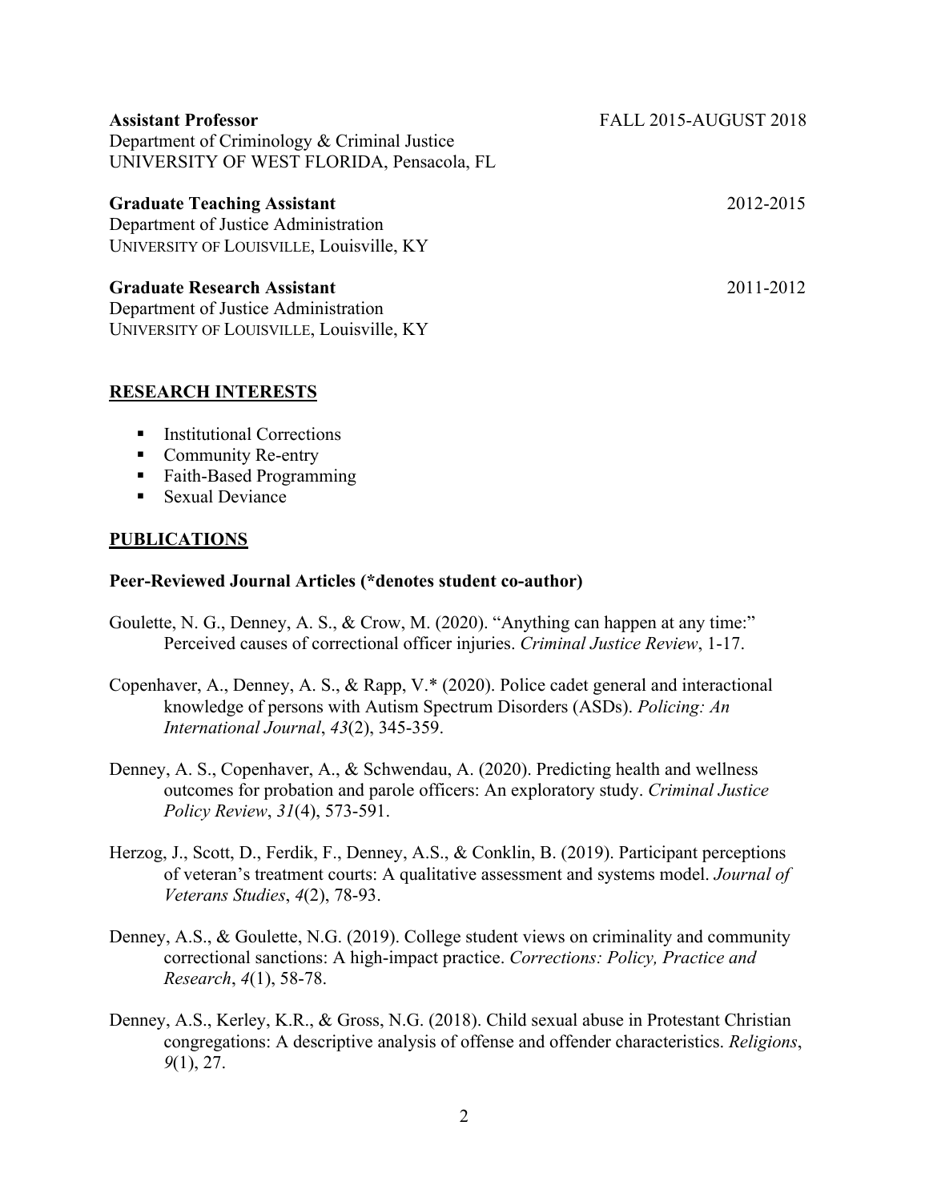**Assistant Professor** FALL 2015-AUGUST 2018
Department of Criminology & Criminal Justice
UNIVERSITY OF WEST FLORIDA, Pensacola, FL

**Graduate Teaching Assistant** 2012-2015
Department of Justice Administration
UNIVERSITY OF LOUISVILLE, Louisville, KY

**Graduate Research Assistant** 2011-2012
Department of Justice Administration
UNIVERSITY OF LOUISVILLE, Louisville, KY

## RESEARCH INTERESTS

- Institutional Corrections
- Community Re-entry
- Faith-Based Programming
- Sexual Deviance

## PUBLICATIONS

### Peer-Reviewed Journal Articles (*denotes student co-author)

Goulette, N. G., Denney, A. S., & Crow, M. (2020). "Anything can happen at any time:" Perceived causes of correctional officer injuries. *Criminal Justice Review*, 1-17.

Copenhaver, A., Denney, A. S., & Rapp, V.* (2020). Police cadet general and interactional knowledge of persons with Autism Spectrum Disorders (ASDs). *Policing: An International Journal*, *43*(2), 345-359.

Denney, A. S., Copenhaver, A., & Schwendau, A. (2020). Predicting health and wellness outcomes for probation and parole officers: An exploratory study. *Criminal Justice Policy Review*, *31*(4), 573-591.

Herzog, J., Scott, D., Ferdik, F., Denney, A.S., & Conklin, B. (2019). Participant perceptions of veteran's treatment courts: A qualitative assessment and systems model. *Journal of Veterans Studies*, *4*(2), 78-93.

Denney, A.S., & Goulette, N.G. (2019). College student views on criminality and community correctional sanctions: A high-impact practice. *Corrections: Policy, Practice and Research*, *4*(1), 58-78.

Denney, A.S., Kerley, K.R., & Gross, N.G. (2018). Child sexual abuse in Protestant Christian congregations: A descriptive analysis of offense and offender characteristics. *Religions*, *9*(1), 27.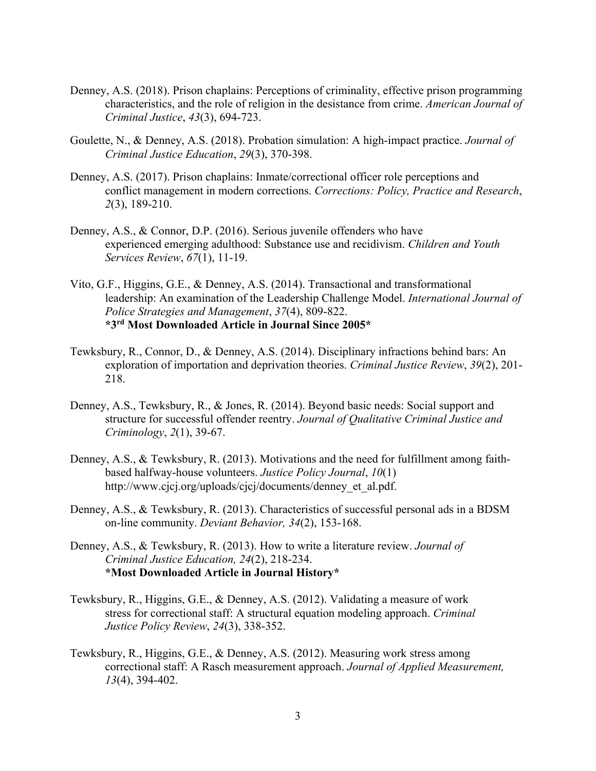Denney, A.S. (2018). Prison chaplains: Perceptions of criminality, effective prison programming characteristics, and the role of religion in the desistance from crime. *American Journal of Criminal Justice*, *43*(3), 694-723.

Goulette, N., & Denney, A.S. (2018). Probation simulation: A high-impact practice. *Journal of Criminal Justice Education*, *29*(3), 370-398.

Denney, A.S. (2017). Prison chaplains: Inmate/correctional officer role perceptions and conflict management in modern corrections. *Corrections: Policy, Practice and Research*, *2*(3), 189-210.

Denney, A.S., & Connor, D.P. (2016). Serious juvenile offenders who have experienced emerging adulthood: Substance use and recidivism. *Children and Youth Services Review*, *67*(1), 11-19.

Vito, G.F., Higgins, G.E., & Denney, A.S. (2014). Transactional and transformational leadership: An examination of the Leadership Challenge Model. *International Journal of Police Strategies and Management*, *37*(4), 809-822.
**\*3rd Most Downloaded Article in Journal Since 2005\***

Tewksbury, R., Connor, D., & Denney, A.S. (2014). Disciplinary infractions behind bars: An exploration of importation and deprivation theories. *Criminal Justice Review*, *39*(2), 201-218.

Denney, A.S., Tewksbury, R., & Jones, R. (2014). Beyond basic needs: Social support and structure for successful offender reentry. *Journal of Qualitative Criminal Justice and Criminology*, *2*(1), 39-67.

Denney, A.S., & Tewksbury, R. (2013). Motivations and the need for fulfillment among faith-based halfway-house volunteers. *Justice Policy Journal*, *10*(1) http://www.cjcj.org/uploads/cjcj/documents/denney_et_al.pdf.

Denney, A.S., & Tewksbury, R. (2013). Characteristics of successful personal ads in a BDSM on-line community. *Deviant Behavior, 34*(2), 153-168.

Denney, A.S., & Tewksbury, R. (2013). How to write a literature review. *Journal of Criminal Justice Education, 24*(2), 218-234.
**\*Most Downloaded Article in Journal History\***

Tewksbury, R., Higgins, G.E., & Denney, A.S. (2012). Validating a measure of work stress for correctional staff: A structural equation modeling approach. *Criminal Justice Policy Review*, *24*(3), 338-352.

Tewksbury, R., Higgins, G.E., & Denney, A.S. (2012). Measuring work stress among correctional staff: A Rasch measurement approach. *Journal of Applied Measurement, 13*(4), 394-402.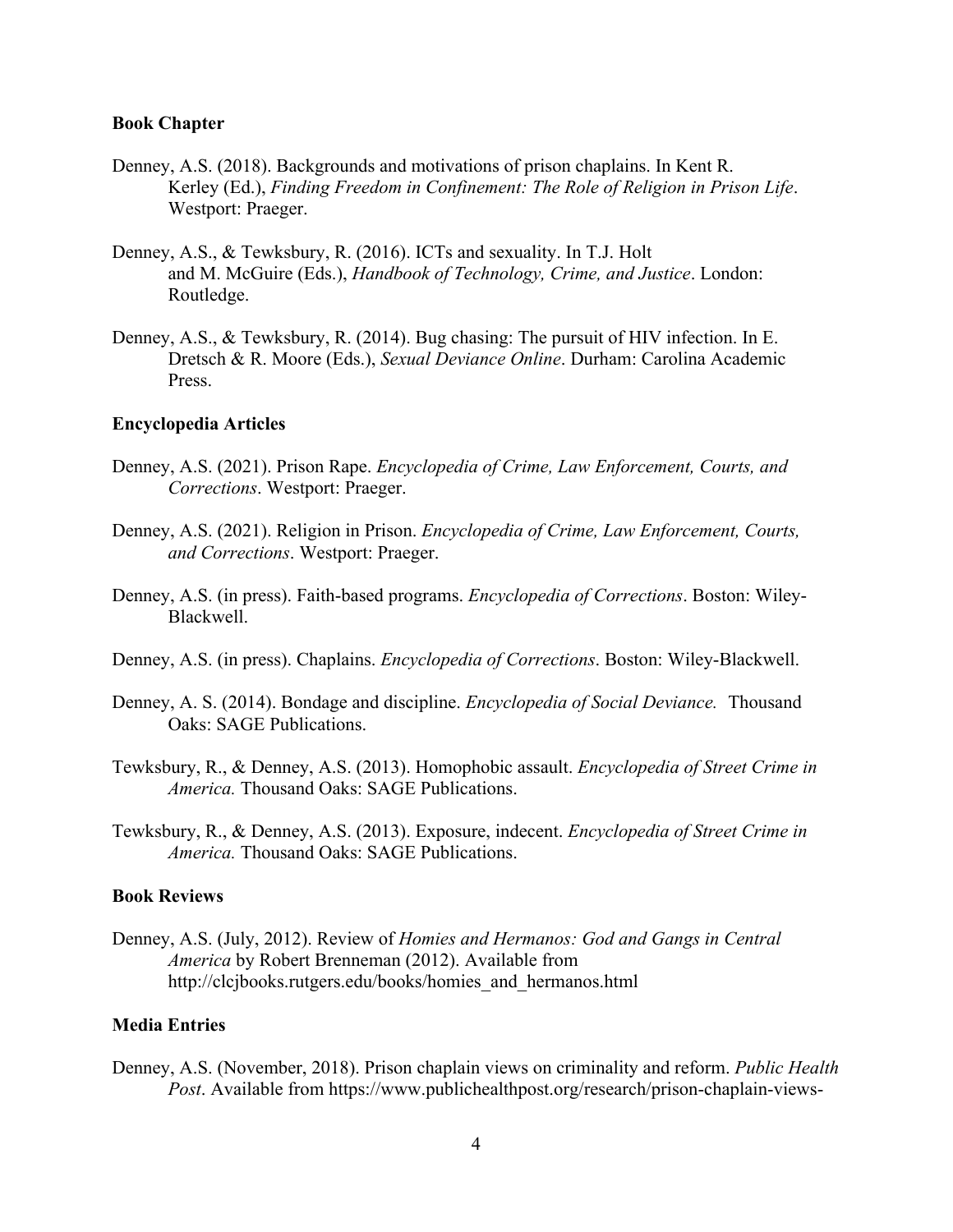**Book Chapter**

Denney, A.S. (2018). Backgrounds and motivations of prison chaplains. In Kent R. Kerley (Ed.), *Finding Freedom in Confinement: The Role of Religion in Prison Life*. Westport: Praeger.

Denney, A.S., & Tewksbury, R. (2016). ICTs and sexuality. In T.J. Holt and M. McGuire (Eds.), *Handbook of Technology, Crime, and Justice*. London: Routledge.

Denney, A.S., & Tewksbury, R. (2014). Bug chasing: The pursuit of HIV infection. In E. Dretsch & R. Moore (Eds.), *Sexual Deviance Online*. Durham: Carolina Academic Press.

**Encyclopedia Articles**

Denney, A.S. (2021). Prison Rape. *Encyclopedia of Crime, Law Enforcement, Courts, and Corrections*. Westport: Praeger.

Denney, A.S. (2021). Religion in Prison. *Encyclopedia of Crime, Law Enforcement, Courts, and Corrections*. Westport: Praeger.

Denney, A.S. (in press). Faith-based programs. *Encyclopedia of Corrections*. Boston: Wiley-Blackwell.

Denney, A.S. (in press). Chaplains. *Encyclopedia of Corrections*. Boston: Wiley-Blackwell.

Denney, A. S. (2014). Bondage and discipline. *Encyclopedia of Social Deviance.* Thousand Oaks: SAGE Publications.

Tewksbury, R., & Denney, A.S. (2013). Homophobic assault. *Encyclopedia of Street Crime in America.* Thousand Oaks: SAGE Publications.

Tewksbury, R., & Denney, A.S. (2013). Exposure, indecent. *Encyclopedia of Street Crime in America.* Thousand Oaks: SAGE Publications.

**Book Reviews**

Denney, A.S. (July, 2012). Review of *Homies and Hermanos: God and Gangs in Central America* by Robert Brenneman (2012). Available from http://clcjbooks.rutgers.edu/books/homies_and_hermanos.html

**Media Entries**

Denney, A.S. (November, 2018). Prison chaplain views on criminality and reform. *Public Health Post*. Available from https://www.publichealthpost.org/research/prison-chaplain-views-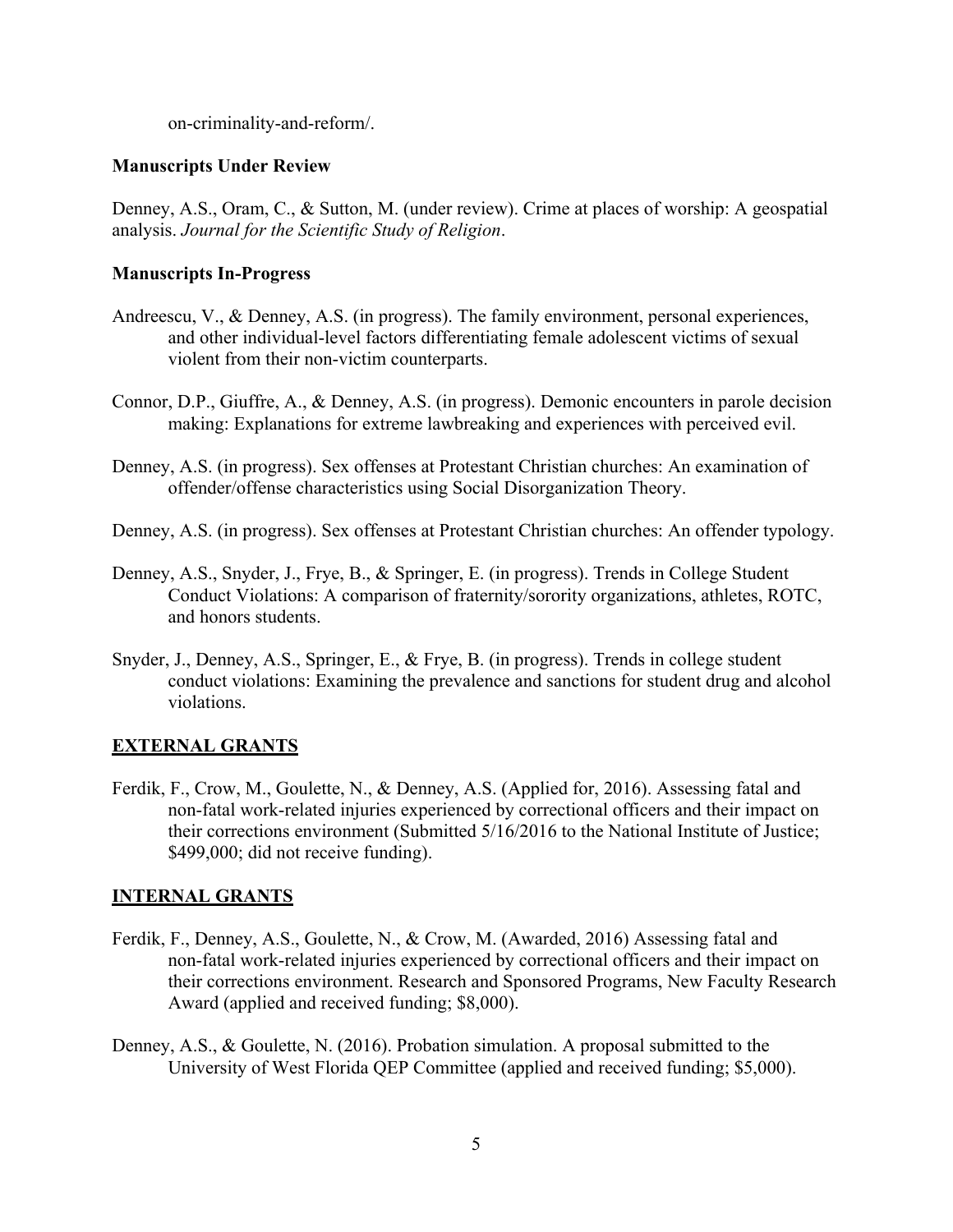on-criminality-and-reform/.

**Manuscripts Under Review**

Denney, A.S., Oram, C., & Sutton, M. (under review). Crime at places of worship: A geospatial analysis. *Journal for the Scientific Study of Religion*.

**Manuscripts In-Progress**

Andreescu, V., & Denney, A.S. (in progress). The family environment, personal experiences, and other individual-level factors differentiating female adolescent victims of sexual violent from their non-victim counterparts.

Connor, D.P., Giuffre, A., & Denney, A.S. (in progress). Demonic encounters in parole decision making: Explanations for extreme lawbreaking and experiences with perceived evil.

Denney, A.S. (in progress). Sex offenses at Protestant Christian churches: An examination of offender/offense characteristics using Social Disorganization Theory.

Denney, A.S. (in progress). Sex offenses at Protestant Christian churches: An offender typology.

Denney, A.S., Snyder, J., Frye, B., & Springer, E. (in progress). Trends in College Student Conduct Violations: A comparison of fraternity/sorority organizations, athletes, ROTC, and honors students.

Snyder, J., Denney, A.S., Springer, E., & Frye, B. (in progress). Trends in college student conduct violations: Examining the prevalence and sanctions for student drug and alcohol violations.

## EXTERNAL GRANTS

Ferdik, F., Crow, M., Goulette, N., & Denney, A.S. (Applied for, 2016). Assessing fatal and non-fatal work-related injuries experienced by correctional officers and their impact on their corrections environment (Submitted 5/16/2016 to the National Institute of Justice; $499,000; did not receive funding).

## INTERNAL GRANTS

Ferdik, F., Denney, A.S., Goulette, N., & Crow, M. (Awarded, 2016) Assessing fatal and non-fatal work-related injuries experienced by correctional officers and their impact on their corrections environment. Research and Sponsored Programs, New Faculty Research Award (applied and received funding; $8,000).

Denney, A.S., & Goulette, N. (2016). Probation simulation. A proposal submitted to the University of West Florida QEP Committee (applied and received funding; $5,000).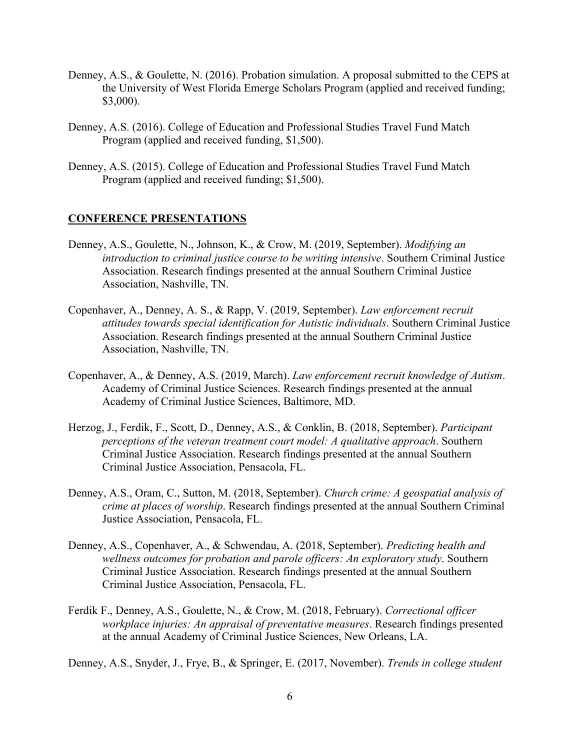Denney, A.S., & Goulette, N. (2016). Probation simulation. A proposal submitted to the CEPS at the University of West Florida Emerge Scholars Program (applied and received funding; $3,000).

Denney, A.S. (2016). College of Education and Professional Studies Travel Fund Match Program (applied and received funding, $1,500).

Denney, A.S. (2015). College of Education and Professional Studies Travel Fund Match Program (applied and received funding; $1,500).

## CONFERENCE PRESENTATIONS

Denney, A.S., Goulette, N., Johnson, K., & Crow, M. (2019, September). *Modifying an introduction to criminal justice course to be writing intensive*. Southern Criminal Justice Association. Research findings presented at the annual Southern Criminal Justice Association, Nashville, TN.

Copenhaver, A., Denney, A. S., & Rapp, V. (2019, September). *Law enforcement recruit attitudes towards special identification for Autistic individuals*. Southern Criminal Justice Association. Research findings presented at the annual Southern Criminal Justice Association, Nashville, TN.

Copenhaver, A., & Denney, A.S. (2019, March). *Law enforcement recruit knowledge of Autism*. Academy of Criminal Justice Sciences. Research findings presented at the annual Academy of Criminal Justice Sciences, Baltimore, MD.

Herzog, J., Ferdik, F., Scott, D., Denney, A.S., & Conklin, B. (2018, September). *Participant perceptions of the veteran treatment court model: A qualitative approach*. Southern Criminal Justice Association. Research findings presented at the annual Southern Criminal Justice Association, Pensacola, FL.

Denney, A.S., Oram, C., Sutton, M. (2018, September). *Church crime: A geospatial analysis of crime at places of worship*. Research findings presented at the annual Southern Criminal Justice Association, Pensacola, FL.

Denney, A.S., Copenhaver, A., & Schwendau, A. (2018, September). *Predicting health and wellness outcomes for probation and parole officers: An exploratory study*. Southern Criminal Justice Association. Research findings presented at the annual Southern Criminal Justice Association, Pensacola, FL.

Ferdik F., Denney, A.S., Goulette, N., & Crow, M. (2018, February). *Correctional officer workplace injuries: An appraisal of preventative measures*. Research findings presented at the annual Academy of Criminal Justice Sciences, New Orleans, LA.

Denney, A.S., Snyder, J., Frye, B., & Springer, E. (2017, November). *Trends in college student*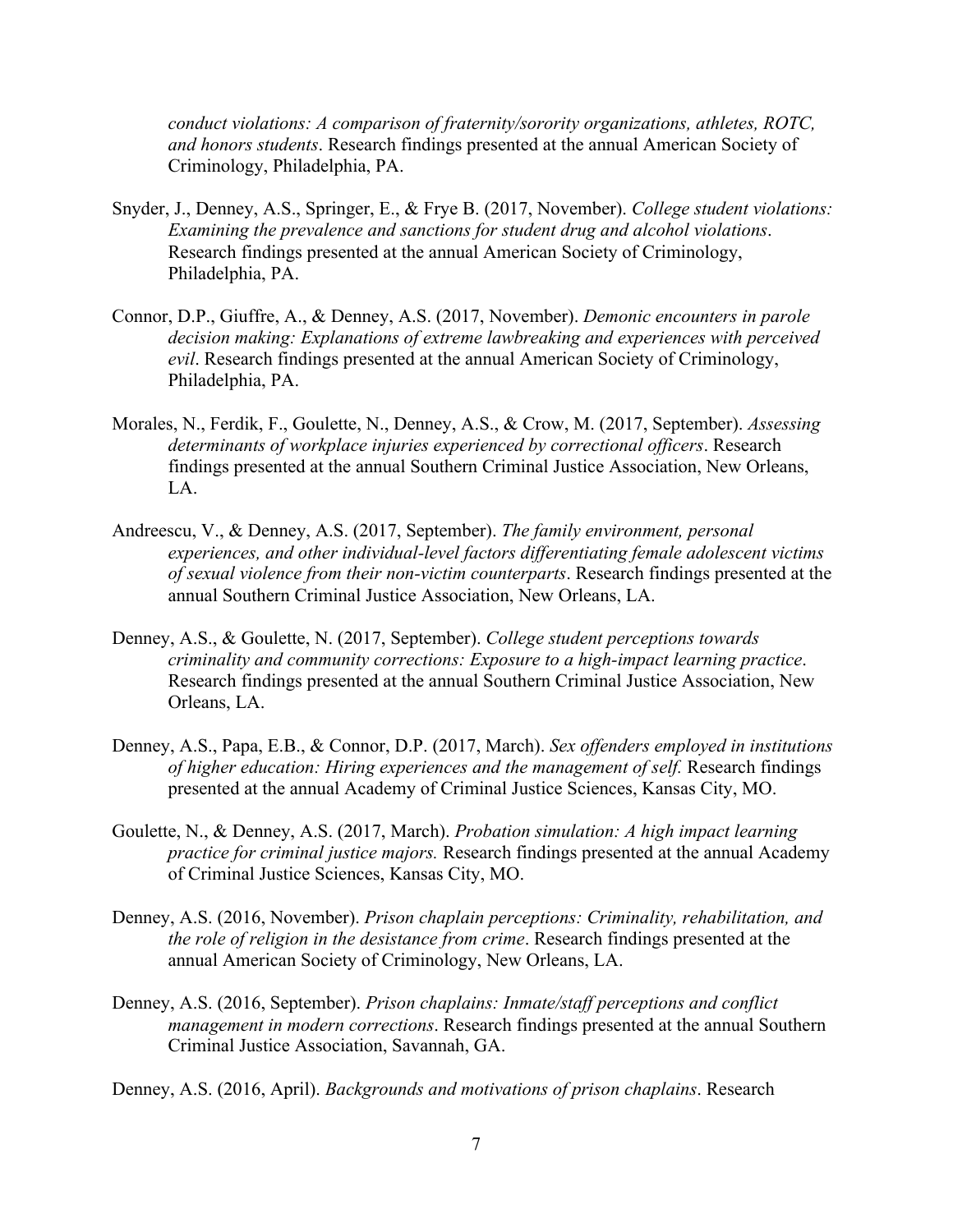*conduct violations: A comparison of fraternity/sorority organizations, athletes, ROTC, and honors students*. Research findings presented at the annual American Society of Criminology, Philadelphia, PA.

Snyder, J., Denney, A.S., Springer, E., & Frye B. (2017, November). *College student violations: Examining the prevalence and sanctions for student drug and alcohol violations*. Research findings presented at the annual American Society of Criminology, Philadelphia, PA.

Connor, D.P., Giuffre, A., & Denney, A.S. (2017, November). *Demonic encounters in parole decision making: Explanations of extreme lawbreaking and experiences with perceived evil*. Research findings presented at the annual American Society of Criminology, Philadelphia, PA.

Morales, N., Ferdik, F., Goulette, N., Denney, A.S., & Crow, M. (2017, September). *Assessing determinants of workplace injuries experienced by correctional officers*. Research findings presented at the annual Southern Criminal Justice Association, New Orleans, LA.

Andreescu, V., & Denney, A.S. (2017, September). *The family environment, personal experiences, and other individual-level factors differentiating female adolescent victims of sexual violence from their non-victim counterparts*. Research findings presented at the annual Southern Criminal Justice Association, New Orleans, LA.

Denney, A.S., & Goulette, N. (2017, September). *College student perceptions towards criminality and community corrections: Exposure to a high-impact learning practice*. Research findings presented at the annual Southern Criminal Justice Association, New Orleans, LA.

Denney, A.S., Papa, E.B., & Connor, D.P. (2017, March). *Sex offenders employed in institutions of higher education: Hiring experiences and the management of self.* Research findings presented at the annual Academy of Criminal Justice Sciences, Kansas City, MO.

Goulette, N., & Denney, A.S. (2017, March). *Probation simulation: A high impact learning practice for criminal justice majors.* Research findings presented at the annual Academy of Criminal Justice Sciences, Kansas City, MO.

Denney, A.S. (2016, November). *Prison chaplain perceptions: Criminality, rehabilitation, and the role of religion in the desistance from crime*. Research findings presented at the annual American Society of Criminology, New Orleans, LA.

Denney, A.S. (2016, September). *Prison chaplains: Inmate/staff perceptions and conflict management in modern corrections*. Research findings presented at the annual Southern Criminal Justice Association, Savannah, GA.

Denney, A.S. (2016, April). *Backgrounds and motivations of prison chaplains*. Research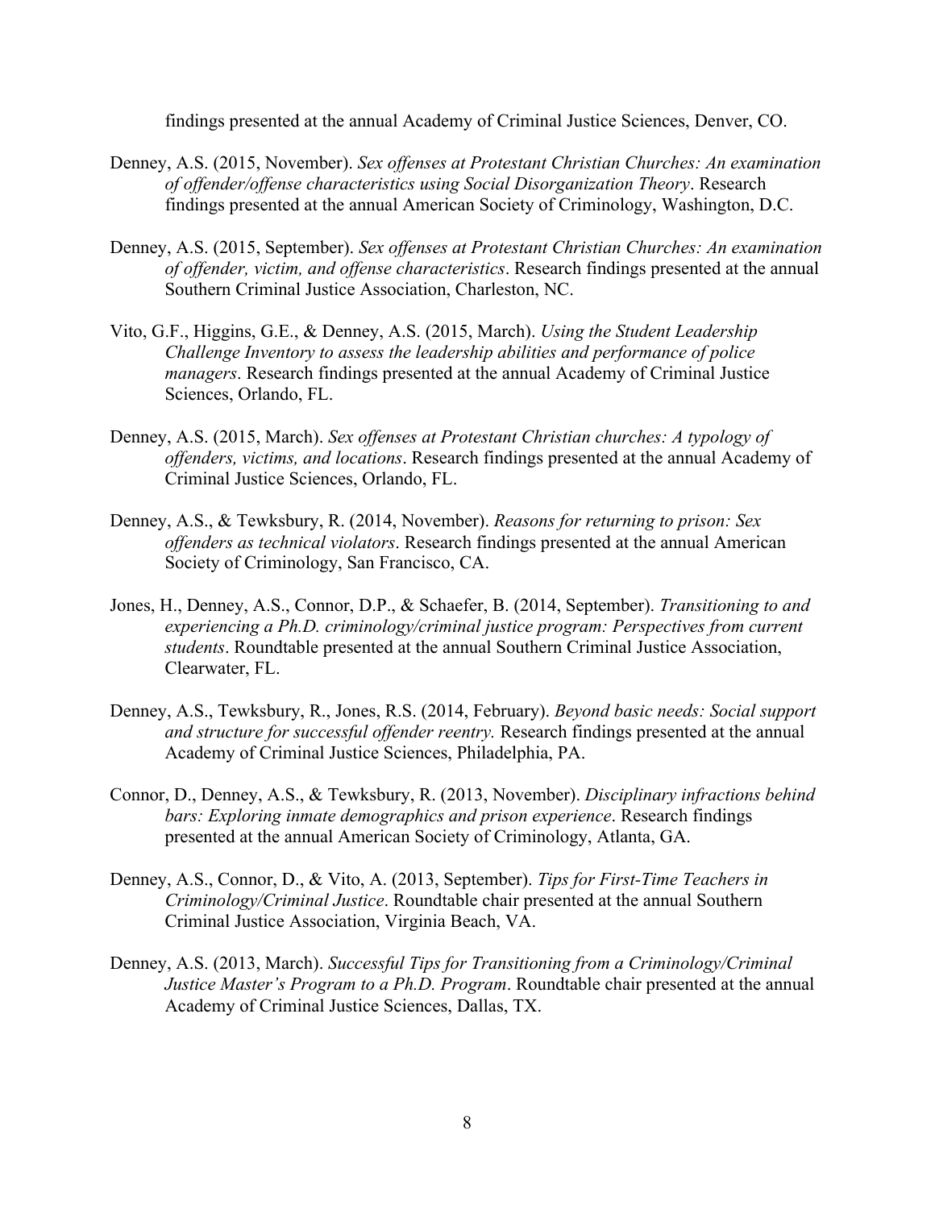findings presented at the annual Academy of Criminal Justice Sciences, Denver, CO.

Denney, A.S. (2015, November). *Sex offenses at Protestant Christian Churches: An examination of offender/offense characteristics using Social Disorganization Theory*. Research findings presented at the annual American Society of Criminology, Washington, D.C.

Denney, A.S. (2015, September). *Sex offenses at Protestant Christian Churches: An examination of offender, victim, and offense characteristics*. Research findings presented at the annual Southern Criminal Justice Association, Charleston, NC.

Vito, G.F., Higgins, G.E., & Denney, A.S. (2015, March). *Using the Student Leadership Challenge Inventory to assess the leadership abilities and performance of police managers*. Research findings presented at the annual Academy of Criminal Justice Sciences, Orlando, FL.

Denney, A.S. (2015, March). *Sex offenses at Protestant Christian churches: A typology of offenders, victims, and locations*. Research findings presented at the annual Academy of Criminal Justice Sciences, Orlando, FL.

Denney, A.S., & Tewksbury, R. (2014, November). *Reasons for returning to prison: Sex offenders as technical violators*. Research findings presented at the annual American Society of Criminology, San Francisco, CA.

Jones, H., Denney, A.S., Connor, D.P., & Schaefer, B. (2014, September). *Transitioning to and experiencing a Ph.D. criminology/criminal justice program: Perspectives from current students*. Roundtable presented at the annual Southern Criminal Justice Association, Clearwater, FL.

Denney, A.S., Tewksbury, R., Jones, R.S. (2014, February). *Beyond basic needs: Social support and structure for successful offender reentry.* Research findings presented at the annual Academy of Criminal Justice Sciences, Philadelphia, PA.

Connor, D., Denney, A.S., & Tewksbury, R. (2013, November). *Disciplinary infractions behind bars: Exploring inmate demographics and prison experience*. Research findings presented at the annual American Society of Criminology, Atlanta, GA.

Denney, A.S., Connor, D., & Vito, A. (2013, September). *Tips for First-Time Teachers in Criminology/Criminal Justice*. Roundtable chair presented at the annual Southern Criminal Justice Association, Virginia Beach, VA.

Denney, A.S. (2013, March). *Successful Tips for Transitioning from a Criminology/Criminal Justice Master's Program to a Ph.D. Program*. Roundtable chair presented at the annual Academy of Criminal Justice Sciences, Dallas, TX.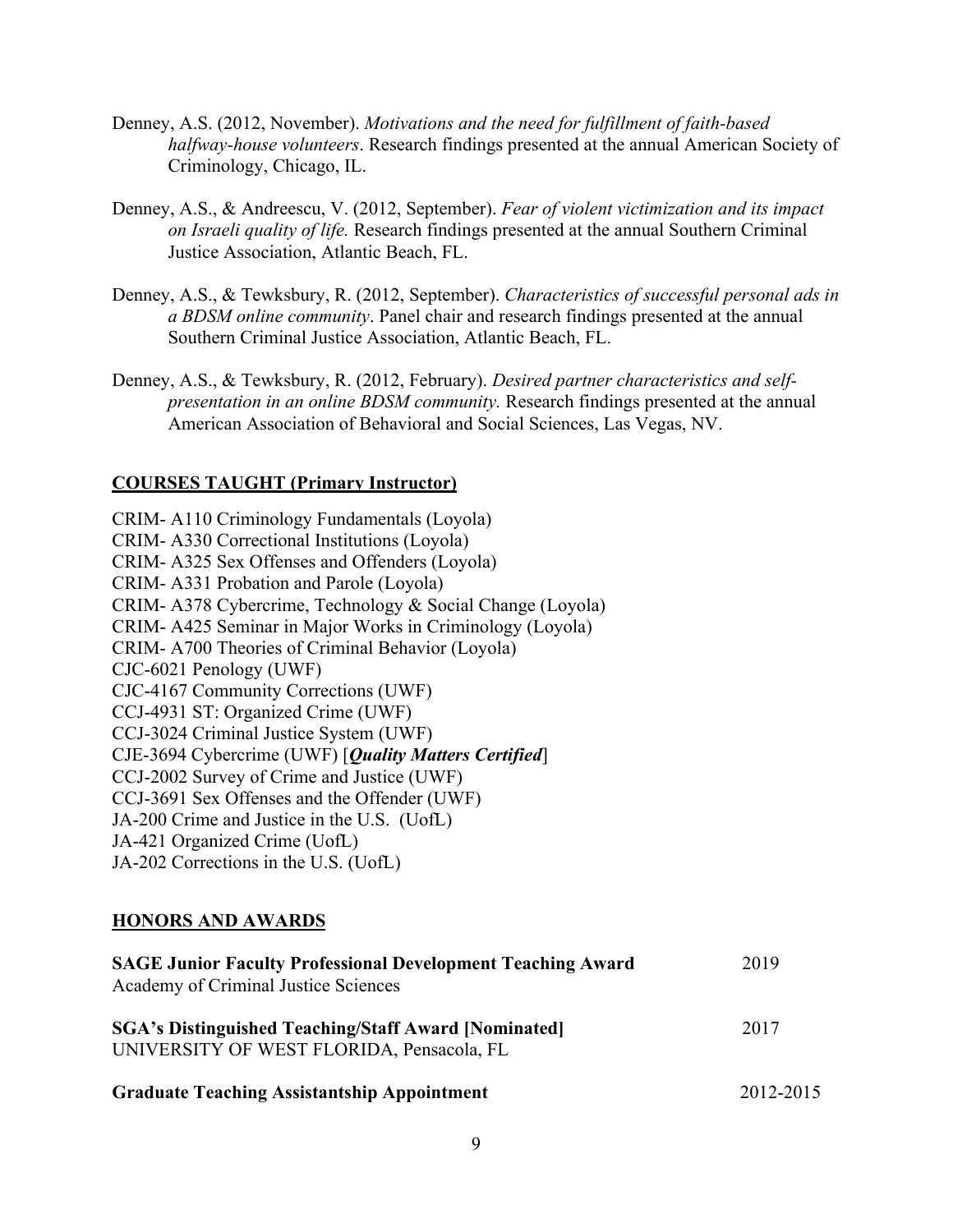Denney, A.S. (2012, November). *Motivations and the need for fulfillment of faith-based halfway-house volunteers*. Research findings presented at the annual American Society of Criminology, Chicago, IL.

Denney, A.S., & Andreescu, V. (2012, September). *Fear of violent victimization and its impact on Israeli quality of life.* Research findings presented at the annual Southern Criminal Justice Association, Atlantic Beach, FL.

Denney, A.S., & Tewksbury, R. (2012, September). *Characteristics of successful personal ads in a BDSM online community*. Panel chair and research findings presented at the annual Southern Criminal Justice Association, Atlantic Beach, FL.

Denney, A.S., & Tewksbury, R. (2012, February). *Desired partner characteristics and self-presentation in an online BDSM community.* Research findings presented at the annual American Association of Behavioral and Social Sciences, Las Vegas, NV.

## COURSES TAUGHT (Primary Instructor)

CRIM- A110 Criminology Fundamentals (Loyola)
CRIM- A330 Correctional Institutions (Loyola)
CRIM- A325 Sex Offenses and Offenders (Loyola)
CRIM- A331 Probation and Parole (Loyola)
CRIM- A378 Cybercrime, Technology & Social Change (Loyola)
CRIM- A425 Seminar in Major Works in Criminology (Loyola)
CRIM- A700 Theories of Criminal Behavior (Loyola)
CJC-6021 Penology (UWF)
CJC-4167 Community Corrections (UWF)
CCJ-4931 ST: Organized Crime (UWF)
CCJ-3024 Criminal Justice System (UWF)
CJE-3694 Cybercrime (UWF) [***Quality Matters Certified***]
CCJ-2002 Survey of Crime and Justice (UWF)
CCJ-3691 Sex Offenses and the Offender (UWF)
JA-200 Crime and Justice in the U.S. (UofL)
JA-421 Organized Crime (UofL)
JA-202 Corrections in the U.S. (UofL)

## HONORS AND AWARDS

**SAGE Junior Faculty Professional Development Teaching Award** — 2019
Academy of Criminal Justice Sciences

**SGA's Distinguished Teaching/Staff Award [Nominated]** — 2017
UNIVERSITY OF WEST FLORIDA, Pensacola, FL

**Graduate Teaching Assistantship Appointment** — 2012-2015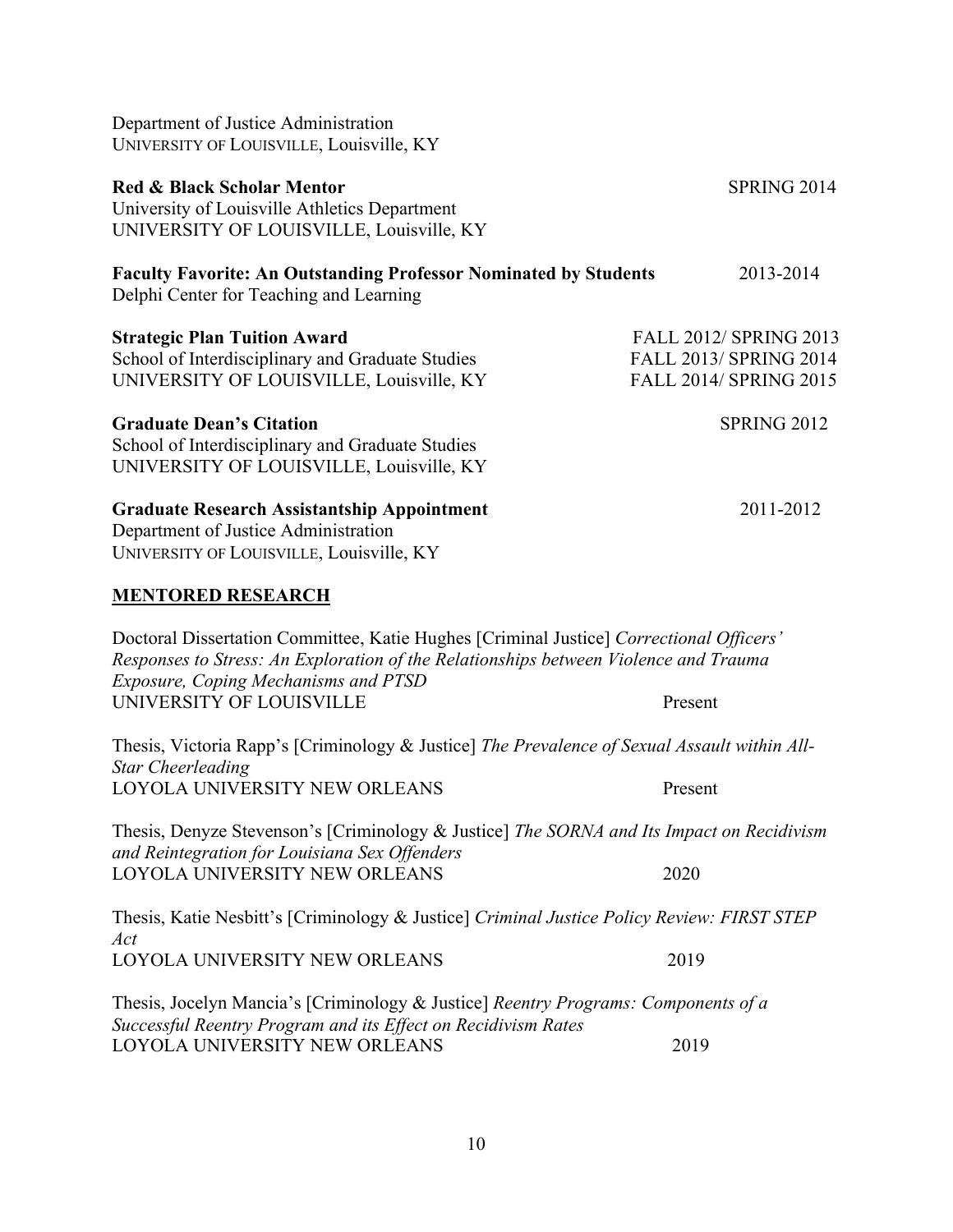Department of Justice Administration
UNIVERSITY OF LOUISVILLE, Louisville, KY

**Red & Black Scholar Mentor** SPRING 2014
University of Louisville Athletics Department
UNIVERSITY OF LOUISVILLE, Louisville, KY

**Faculty Favorite: An Outstanding Professor Nominated by Students** 2013-2014
Delphi Center for Teaching and Learning

**Strategic Plan Tuition Award** FALL 2012/ SPRING 2013
School of Interdisciplinary and Graduate Studies FALL 2013/ SPRING 2014
UNIVERSITY OF LOUISVILLE, Louisville, KY FALL 2014/ SPRING 2015

**Graduate Dean's Citation** SPRING 2012
School of Interdisciplinary and Graduate Studies
UNIVERSITY OF LOUISVILLE, Louisville, KY

**Graduate Research Assistantship Appointment** 2011-2012
Department of Justice Administration
UNIVERSITY OF LOUISVILLE, Louisville, KY

## MENTORED RESEARCH

Doctoral Dissertation Committee, Katie Hughes [Criminal Justice] *Correctional Officers' Responses to Stress: An Exploration of the Relationships between Violence and Trauma Exposure, Coping Mechanisms and PTSD*
UNIVERSITY OF LOUISVILLE Present

Thesis, Victoria Rapp's [Criminology & Justice] *The Prevalence of Sexual Assault within All-Star Cheerleading*
LOYOLA UNIVERSITY NEW ORLEANS Present

Thesis, Denyze Stevenson's [Criminology & Justice] *The SORNA and Its Impact on Recidivism and Reintegration for Louisiana Sex Offenders*
LOYOLA UNIVERSITY NEW ORLEANS 2020

Thesis, Katie Nesbitt's [Criminology & Justice] *Criminal Justice Policy Review: FIRST STEP Act*
LOYOLA UNIVERSITY NEW ORLEANS 2019

Thesis, Jocelyn Mancia's [Criminology & Justice] *Reentry Programs: Components of a Successful Reentry Program and its Effect on Recidivism Rates*
LOYOLA UNIVERSITY NEW ORLEANS 2019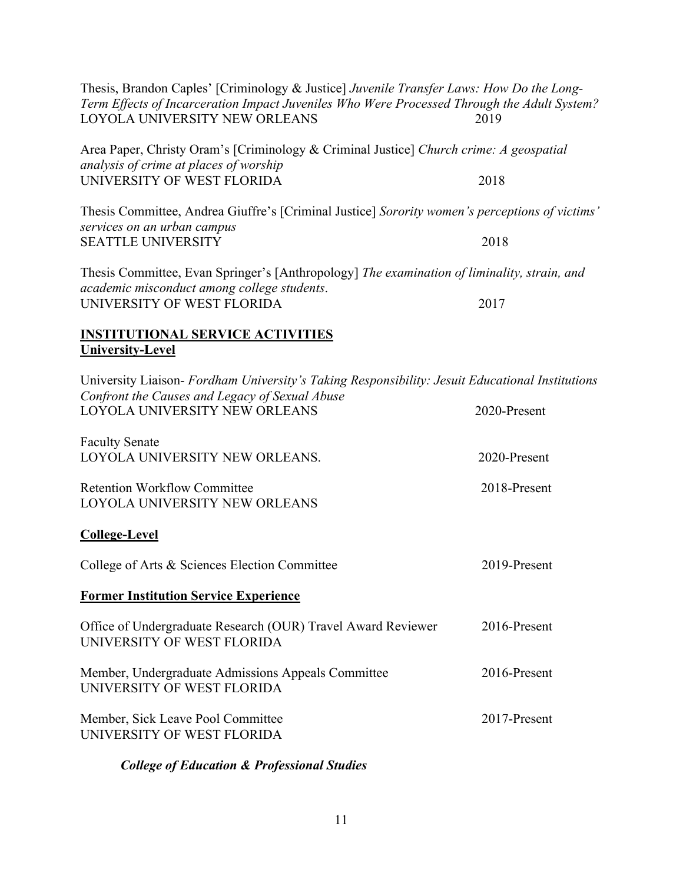Thesis, Brandon Caples' [Criminology & Justice] *Juvenile Transfer Laws: How Do the Long-Term Effects of Incarceration Impact Juveniles Who Were Processed Through the Adult System?*
LOYOLA UNIVERSITY NEW ORLEANS 2019

Area Paper, Christy Oram's [Criminology & Criminal Justice] *Church crime: A geospatial analysis of crime at places of worship*
UNIVERSITY OF WEST FLORIDA 2018

Thesis Committee, Andrea Giuffre's [Criminal Justice] *Sorority women's perceptions of victims' services on an urban campus*
SEATTLE UNIVERSITY 2018

Thesis Committee, Evan Springer's [Anthropology] *The examination of liminality, strain, and academic misconduct among college students*.
UNIVERSITY OF WEST FLORIDA 2017

## INSTITUTIONAL SERVICE ACTIVITIES

### University-Level

University Liaison- *Fordham University's Taking Responsibility: Jesuit Educational Institutions Confront the Causes and Legacy of Sexual Abuse*
LOYOLA UNIVERSITY NEW ORLEANS 2020-Present

Faculty Senate
LOYOLA UNIVERSITY NEW ORLEANS. 2020-Present

Retention Workflow Committee 2018-Present
LOYOLA UNIVERSITY NEW ORLEANS

### College-Level

College of Arts & Sciences Election Committee 2019-Present

### Former Institution Service Experience

Office of Undergraduate Research (OUR) Travel Award Reviewer 2016-Present
UNIVERSITY OF WEST FLORIDA

Member, Undergraduate Admissions Appeals Committee 2016-Present
UNIVERSITY OF WEST FLORIDA

Member, Sick Leave Pool Committee 2017-Present
UNIVERSITY OF WEST FLORIDA

***College of Education & Professional Studies***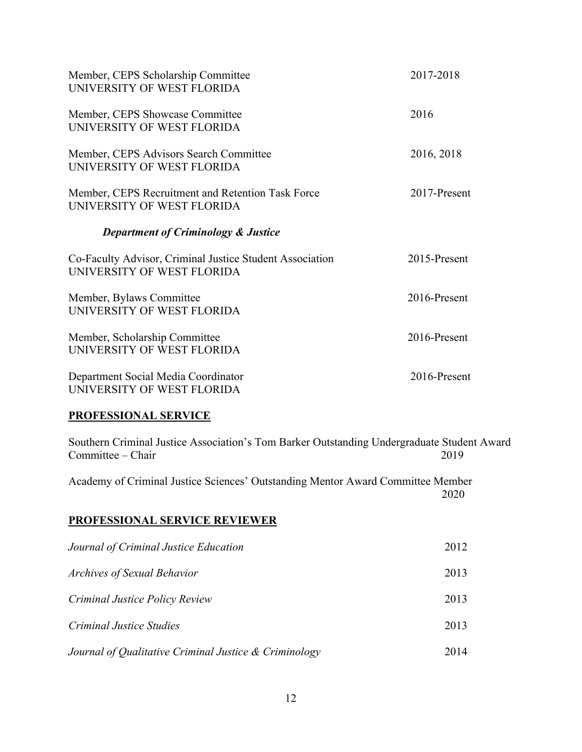Member, CEPS Scholarship Committee — 2017-2018
UNIVERSITY OF WEST FLORIDA

Member, CEPS Showcase Committee — 2016
UNIVERSITY OF WEST FLORIDA

Member, CEPS Advisors Search Committee — 2016, 2018
UNIVERSITY OF WEST FLORIDA

Member, CEPS Recruitment and Retention Task Force — 2017-Present
UNIVERSITY OF WEST FLORIDA

***Department of Criminology & Justice***

Co-Faculty Advisor, Criminal Justice Student Association — 2015-Present
UNIVERSITY OF WEST FLORIDA

Member, Bylaws Committee — 2016-Present
UNIVERSITY OF WEST FLORIDA

Member, Scholarship Committee — 2016-Present
UNIVERSITY OF WEST FLORIDA

Department Social Media Coordinator — 2016-Present
UNIVERSITY OF WEST FLORIDA

## PROFESSIONAL SERVICE

Southern Criminal Justice Association's Tom Barker Outstanding Undergraduate Student Award Committee – Chair — 2019

Academy of Criminal Justice Sciences' Outstanding Mentor Award Committee Member — 2020

## PROFESSIONAL SERVICE REVIEWER

*Journal of Criminal Justice Education* — 2012

*Archives of Sexual Behavior* — 2013

*Criminal Justice Policy Review* — 2013

*Criminal Justice Studies* — 2013

*Journal of Qualitative Criminal Justice & Criminology* — 2014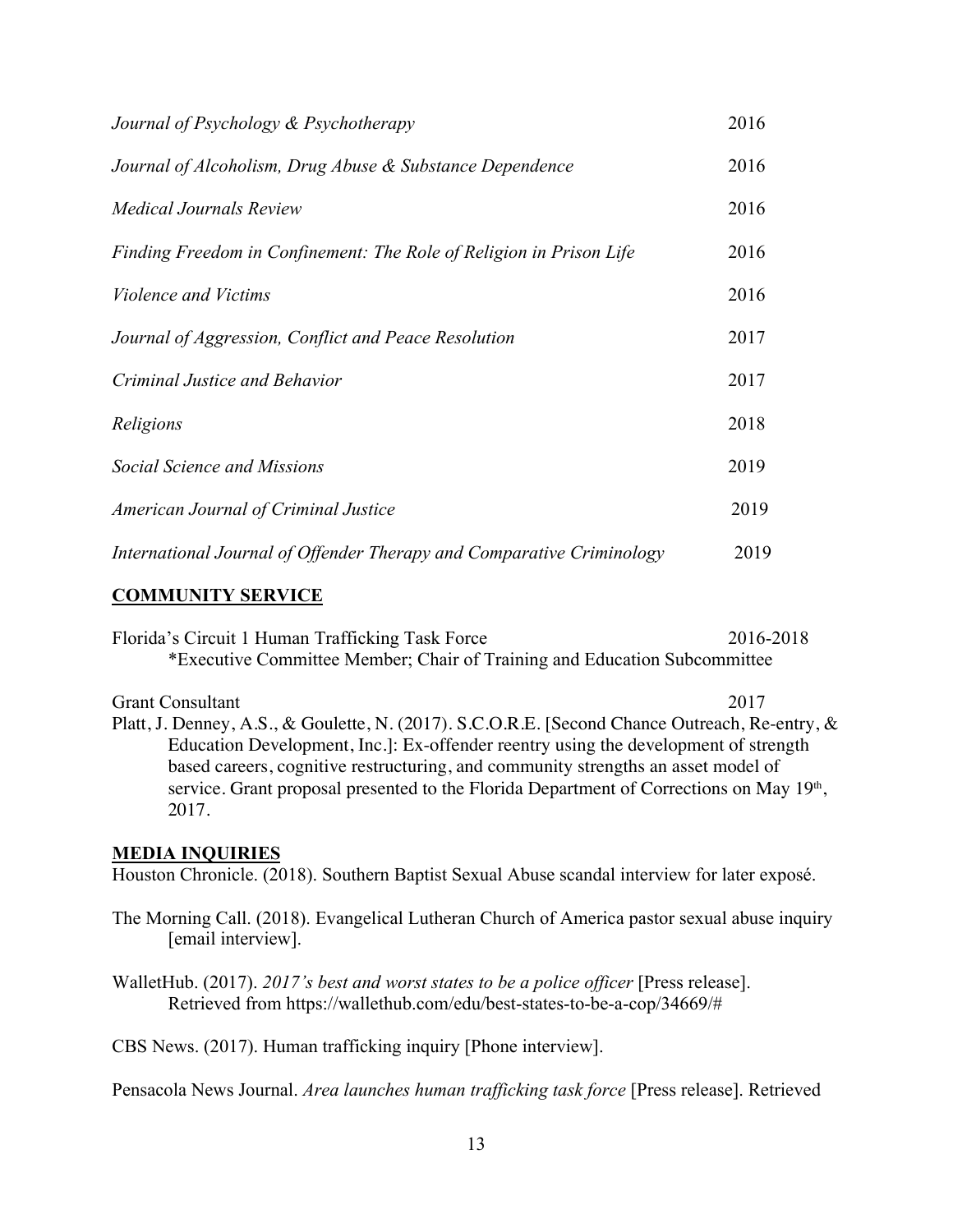*Journal of Psychology & Psychotherapy* 2016

*Journal of Alcoholism, Drug Abuse & Substance Dependence* 2016

*Medical Journals Review* 2016

*Finding Freedom in Confinement: The Role of Religion in Prison Life* 2016

*Violence and Victims* 2016

*Journal of Aggression, Conflict and Peace Resolution* 2017

*Criminal Justice and Behavior* 2017

*Religions* 2018

*Social Science and Missions* 2019

*American Journal of Criminal Justice* 2019

*International Journal of Offender Therapy and Comparative Criminology* 2019

## COMMUNITY SERVICE

Florida's Circuit 1 Human Trafficking Task Force 2016-2018
*Executive Committee Member; Chair of Training and Education Subcommittee

Grant Consultant 2017
Platt, J. Denney, A.S., & Goulette, N. (2017). S.C.O.R.E. [Second Chance Outreach, Re-entry, & Education Development, Inc.]: Ex-offender reentry using the development of strength based careers, cognitive restructuring, and community strengths an asset model of service. Grant proposal presented to the Florida Department of Corrections on May 19th, 2017.

## MEDIA INQUIRIES

Houston Chronicle. (2018). Southern Baptist Sexual Abuse scandal interview for later exposé.

The Morning Call. (2018). Evangelical Lutheran Church of America pastor sexual abuse inquiry [email interview].

WalletHub. (2017). *2017's best and worst states to be a police officer* [Press release]. Retrieved from https://wallethub.com/edu/best-states-to-be-a-cop/34669/#

CBS News. (2017). Human trafficking inquiry [Phone interview].

Pensacola News Journal. *Area launches human trafficking task force* [Press release]. Retrieved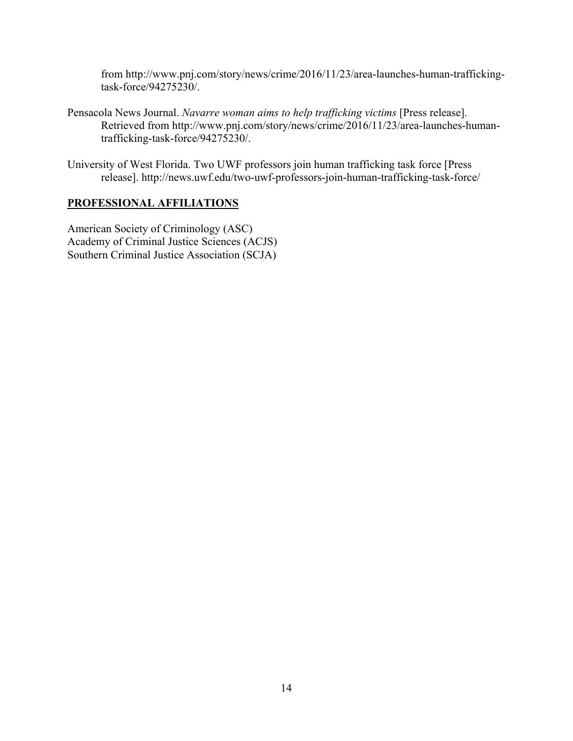from http://www.pnj.com/story/news/crime/2016/11/23/area-launches-human-trafficking-task-force/94275230/.

Pensacola News Journal. *Navarre woman aims to help trafficking victims* [Press release]. Retrieved from http://www.pnj.com/story/news/crime/2016/11/23/area-launches-human-trafficking-task-force/94275230/.

University of West Florida. Two UWF professors join human trafficking task force [Press release]. http://news.uwf.edu/two-uwf-professors-join-human-trafficking-task-force/

## PROFESSIONAL AFFILIATIONS

American Society of Criminology (ASC)
Academy of Criminal Justice Sciences (ACJS)
Southern Criminal Justice Association (SCJA)